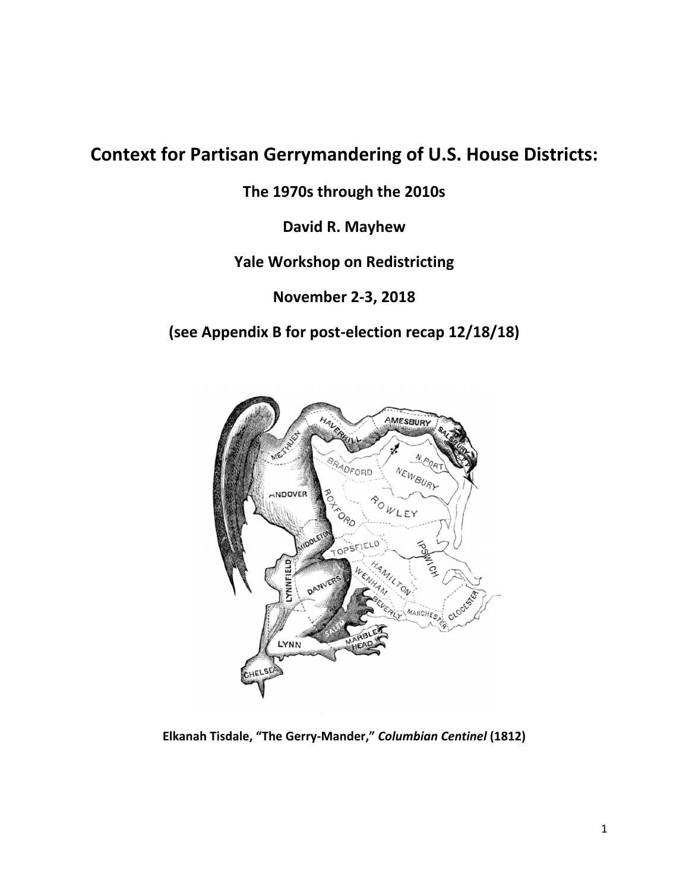# Context for Partisan Gerrymandering of U.S. House Districts:

**The 1970s through the 2010s**

**David R. Mayhew**

**Yale Workshop on Redistricting**

**November 2-3, 2018**

**(see Appendix B for post-election recap 12/18/18)**

**Elkanah Tisdale, "The Gerry-Mander," *Columbian Centinel* (1812)**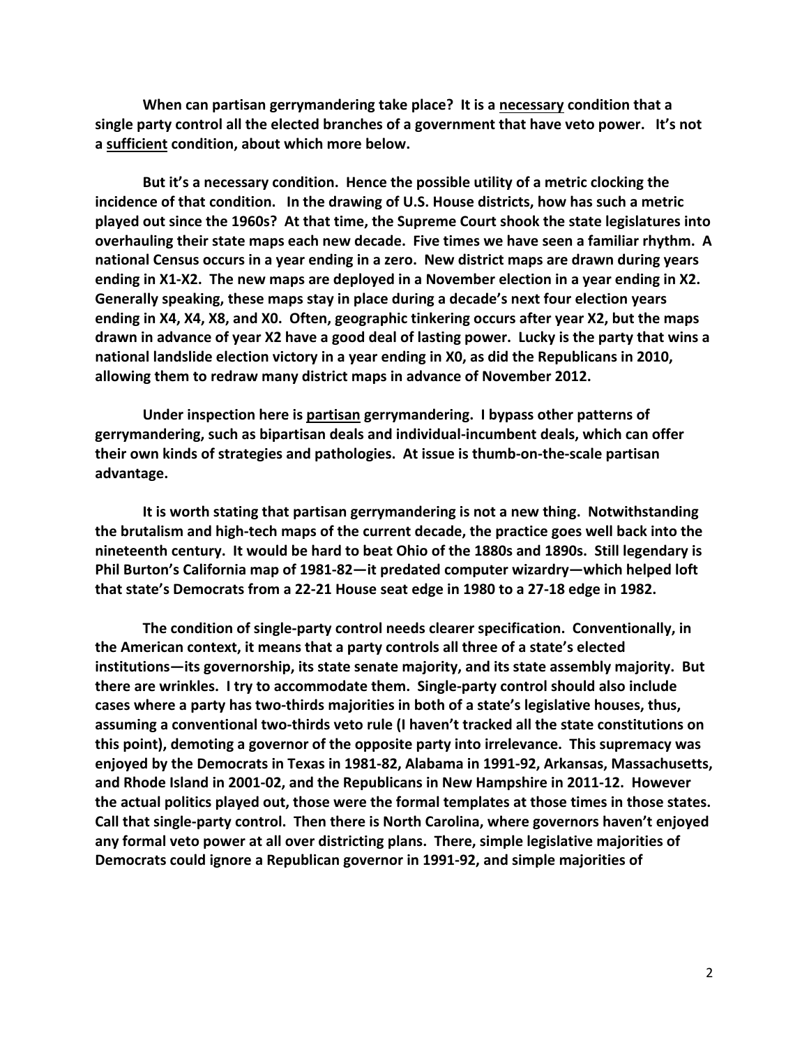**When can partisan gerrymandering take place? It is a <u>necessary</u> condition that a single party control all the elected branches of a government that have veto power. It's not a <u>sufficient</u> condition, about which more below.**

**But it's a necessary condition. Hence the possible utility of a metric clocking the incidence of that condition. In the drawing of U.S. House districts, how has such a metric played out since the 1960s? At that time, the Supreme Court shook the state legislatures into overhauling their state maps each new decade. Five times we have seen a familiar rhythm. A national Census occurs in a year ending in a zero. New district maps are drawn during years ending in X1-X2. The new maps are deployed in a November election in a year ending in X2. Generally speaking, these maps stay in place during a decade's next four election years ending in X4, X4, X8, and X0. Often, geographic tinkering occurs after year X2, but the maps drawn in advance of year X2 have a good deal of lasting power. Lucky is the party that wins a national landslide election victory in a year ending in X0, as did the Republicans in 2010, allowing them to redraw many district maps in advance of November 2012.**

**Under inspection here is <u>partisan</u> gerrymandering. I bypass other patterns of gerrymandering, such as bipartisan deals and individual-incumbent deals, which can offer their own kinds of strategies and pathologies. At issue is thumb-on-the-scale partisan advantage.**

**It is worth stating that partisan gerrymandering is not a new thing. Notwithstanding the brutalism and high-tech maps of the current decade, the practice goes well back into the nineteenth century. It would be hard to beat Ohio of the 1880s and 1890s. Still legendary is Phil Burton's California map of 1981-82—it predated computer wizardry—which helped loft that state's Democrats from a 22-21 House seat edge in 1980 to a 27-18 edge in 1982.**

**The condition of single-party control needs clearer specification. Conventionally, in the American context, it means that a party controls all three of a state's elected institutions—its governorship, its state senate majority, and its state assembly majority. But there are wrinkles. I try to accommodate them. Single-party control should also include cases where a party has two-thirds majorities in both of a state's legislative houses, thus, assuming a conventional two-thirds veto rule (I haven't tracked all the state constitutions on this point), demoting a governor of the opposite party into irrelevance. This supremacy was enjoyed by the Democrats in Texas in 1981-82, Alabama in 1991-92, Arkansas, Massachusetts, and Rhode Island in 2001-02, and the Republicans in New Hampshire in 2011-12. However the actual politics played out, those were the formal templates at those times in those states. Call that single-party control. Then there is North Carolina, where governors haven't enjoyed any formal veto power at all over districting plans. There, simple legislative majorities of Democrats could ignore a Republican governor in 1991-92, and simple majorities of**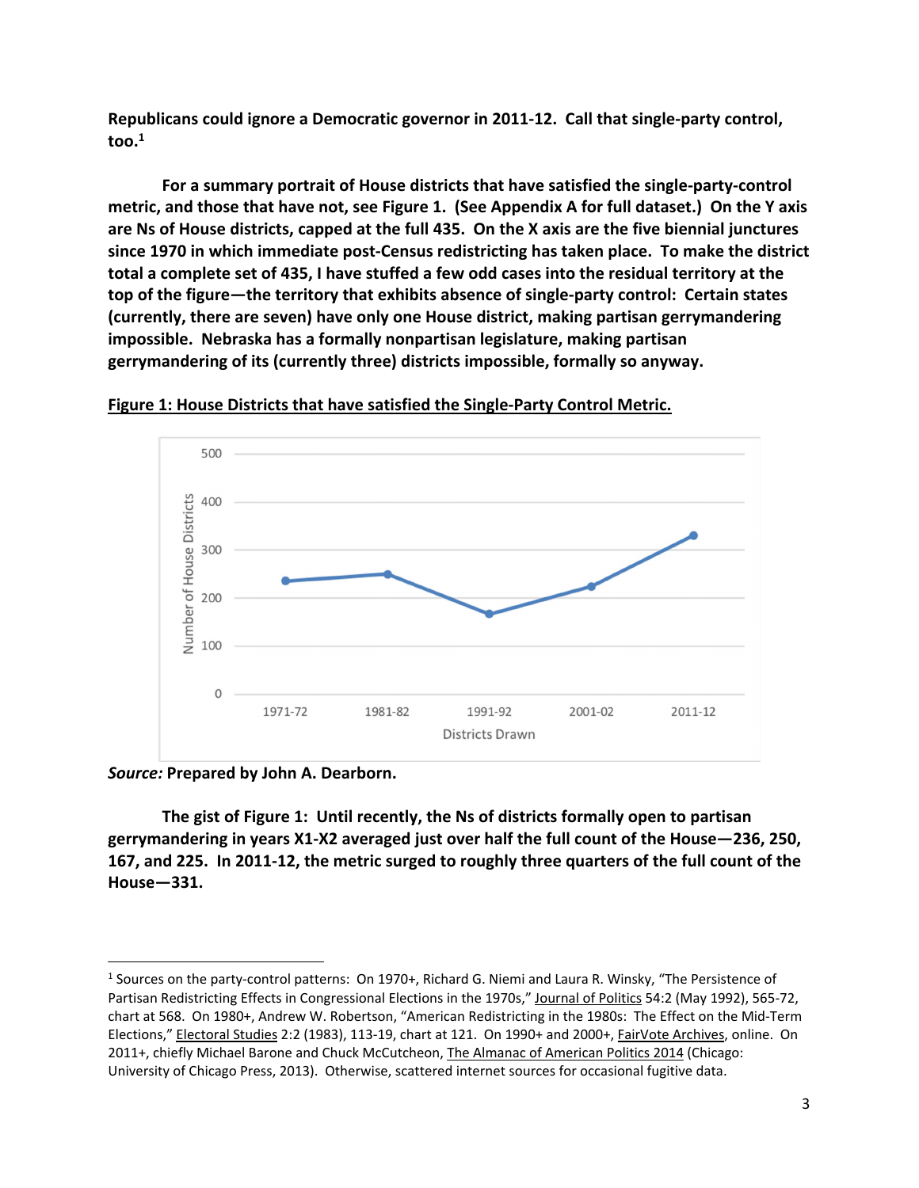**Republicans could ignore a Democratic governor in 2011-12. Call that single-party control, too.[1]**

**For a summary portrait of House districts that have satisfied the single-party-control metric, and those that have not, see Figure 1. (See Appendix A for full dataset.) On the Y axis are Ns of House districts, capped at the full 435. On the X axis are the five biennial junctures since 1970 in which immediate post-Census redistricting has taken place. To make the district total a complete set of 435, I have stuffed a few odd cases into the residual territory at the top of the figure—the territory that exhibits absence of single-party control: Certain states (currently, there are seven) have only one House district, making partisan gerrymandering impossible. Nebraska has a formally nonpartisan legislature, making partisan gerrymandering of its (currently three) districts impossible, formally so anyway.**

**Figure 1: House Districts that have satisfied the Single-Party Control Metric.**

*Source:* **Prepared by John A. Dearborn.**

**The gist of Figure 1: Until recently, the Ns of districts formally open to partisan gerrymandering in years X1-X2 averaged just over half the full count of the House—236, 250, 167, and 225. In 2011-12, the metric surged to roughly three quarters of the full count of the House—331.**

[1] Sources on the party-control patterns: On 1970+, Richard G. Niemi and Laura R. Winsky, "The Persistence of Partisan Redistricting Effects in Congressional Elections in the 1970s," Journal of Politics 54:2 (May 1992), 565-72, chart at 568. On 1980+, Andrew W. Robertson, "American Redistricting in the 1980s: The Effect on the Mid-Term Elections," Electoral Studies 2:2 (1983), 113-19, chart at 121. On 1990+ and 2000+, FairVote Archives, online. On 2011+, chiefly Michael Barone and Chuck McCutcheon, The Almanac of American Politics 2014 (Chicago: University of Chicago Press, 2013). Otherwise, scattered internet sources for occasional fugitive data.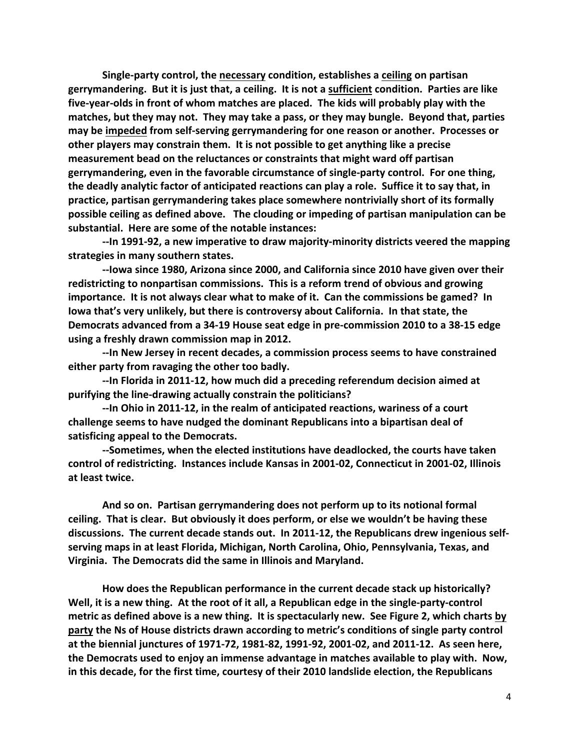**Single-party control, the <u>necessary</u> condition, establishes a <u>ceiling</u> on partisan gerrymandering. But it is just that, a ceiling. It is not a <u>sufficient</u> condition. Parties are like five-year-olds in front of whom matches are placed. The kids will probably play with the matches, but they may not. They may take a pass, or they may bungle. Beyond that, parties may be <u>impeded</u> from self-serving gerrymandering for one reason or another. Processes or other players may constrain them. It is not possible to get anything like a precise measurement bead on the reluctances or constraints that might ward off partisan gerrymandering, even in the favorable circumstance of single-party control. For one thing, the deadly analytic factor of anticipated reactions can play a role. Suffice it to say that, in practice, partisan gerrymandering takes place somewhere nontrivially short of its formally possible ceiling as defined above. The clouding or impeding of partisan manipulation can be substantial. Here are some of the notable instances:**

**--In 1991-92, a new imperative to draw majority-minority districts veered the mapping strategies in many southern states.**

**--Iowa since 1980, Arizona since 2000, and California since 2010 have given over their redistricting to nonpartisan commissions. This is a reform trend of obvious and growing importance. It is not always clear what to make of it. Can the commissions be gamed? In Iowa that's very unlikely, but there is controversy about California. In that state, the Democrats advanced from a 34-19 House seat edge in pre-commission 2010 to a 38-15 edge using a freshly drawn commission map in 2012.**

**--In New Jersey in recent decades, a commission process seems to have constrained either party from ravaging the other too badly.**

**--In Florida in 2011-12, how much did a preceding referendum decision aimed at purifying the line-drawing actually constrain the politicians?**

**--In Ohio in 2011-12, in the realm of anticipated reactions, wariness of a court challenge seems to have nudged the dominant Republicans into a bipartisan deal of satisficing appeal to the Democrats.**

**--Sometimes, when the elected institutions have deadlocked, the courts have taken control of redistricting. Instances include Kansas in 2001-02, Connecticut in 2001-02, Illinois at least twice.**

**And so on. Partisan gerrymandering does not perform up to its notional formal ceiling. That is clear. But obviously it does perform, or else we wouldn't be having these discussions. The current decade stands out. In 2011-12, the Republicans drew ingenious self-serving maps in at least Florida, Michigan, North Carolina, Ohio, Pennsylvania, Texas, and Virginia. The Democrats did the same in Illinois and Maryland.**

**How does the Republican performance in the current decade stack up historically? Well, it is a new thing. At the root of it all, a Republican edge in the single-party-control metric as defined above is a new thing. It is spectacularly new. See Figure 2, which charts <u>by party</u> the Ns of House districts drawn according to metric's conditions of single party control at the biennial junctures of 1971-72, 1981-82, 1991-92, 2001-02, and 2011-12. As seen here, the Democrats used to enjoy an immense advantage in matches available to play with. Now, in this decade, for the first time, courtesy of their 2010 landslide election, the Republicans**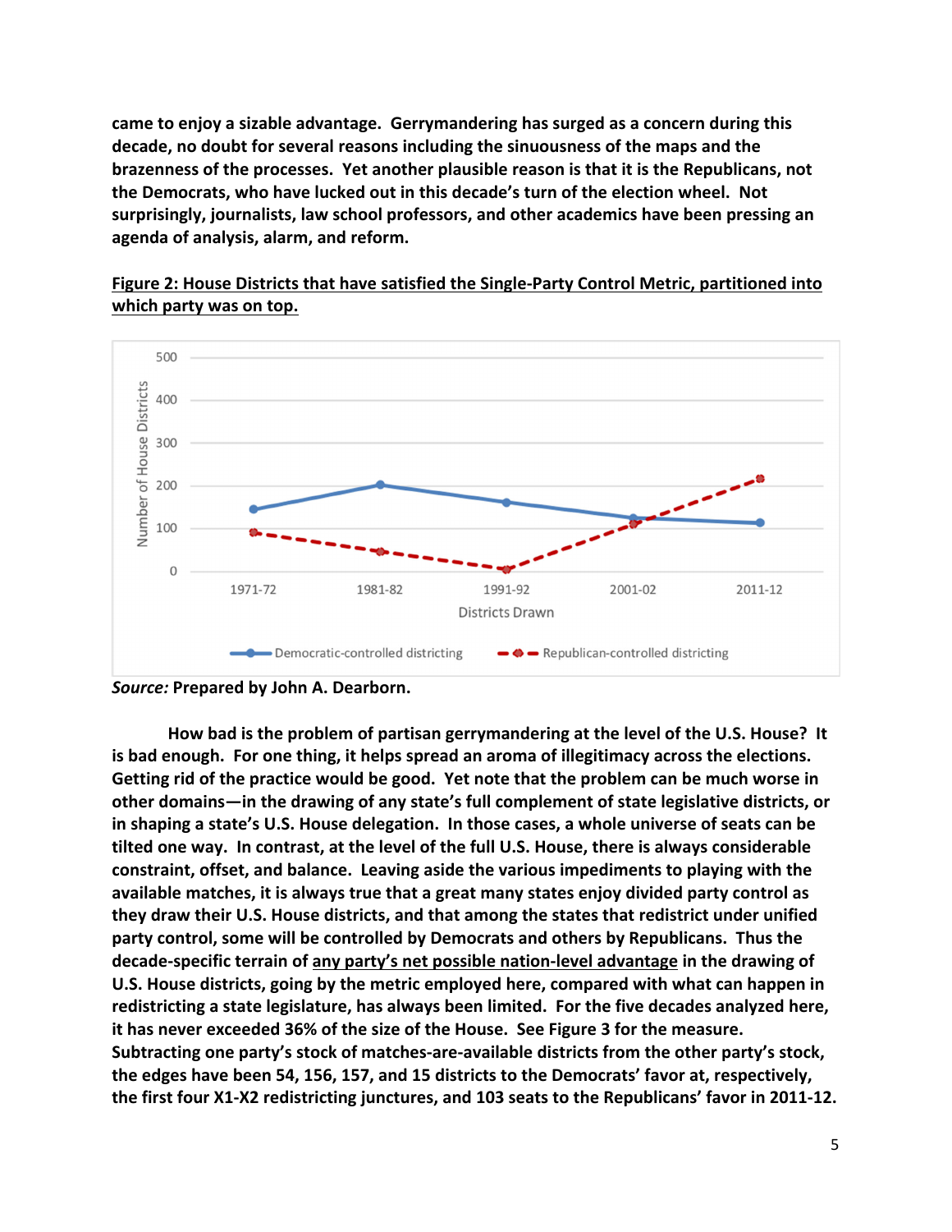came to enjoy a sizable advantage. Gerrymandering has surged as a concern during this decade, no doubt for several reasons including the sinuousness of the maps and the brazenness of the processes. Yet another plausible reason is that it is the Republicans, not the Democrats, who have lucked out in this decade's turn of the election wheel. Not surprisingly, journalists, law school professors, and other academics have been pressing an agenda of analysis, alarm, and reform.

Figure 2: House Districts that have satisfied the Single-Party Control Metric, partitioned into which party was on top.

*Source:* Prepared by John A. Dearborn.

How bad is the problem of partisan gerrymandering at the level of the U.S. House? It is bad enough. For one thing, it helps spread an aroma of illegitimacy across the elections. Getting rid of the practice would be good. Yet note that the problem can be much worse in other domains—in the drawing of any state's full complement of state legislative districts, or in shaping a state's U.S. House delegation. In those cases, a whole universe of seats can be tilted one way. In contrast, at the level of the full U.S. House, there is always considerable constraint, offset, and balance. Leaving aside the various impediments to playing with the available matches, it is always true that a great many states enjoy divided party control as they draw their U.S. House districts, and that among the states that redistrict under unified party control, some will be controlled by Democrats and others by Republicans. Thus the decade-specific terrain of any party's net possible nation-level advantage in the drawing of U.S. House districts, going by the metric employed here, compared with what can happen in redistricting a state legislature, has always been limited. For the five decades analyzed here, it has never exceeded 36% of the size of the House. See Figure 3 for the measure. Subtracting one party's stock of matches-are-available districts from the other party's stock, the edges have been 54, 156, 157, and 15 districts to the Democrats' favor at, respectively, the first four X1-X2 redistricting junctures, and 103 seats to the Republicans' favor in 2011-12.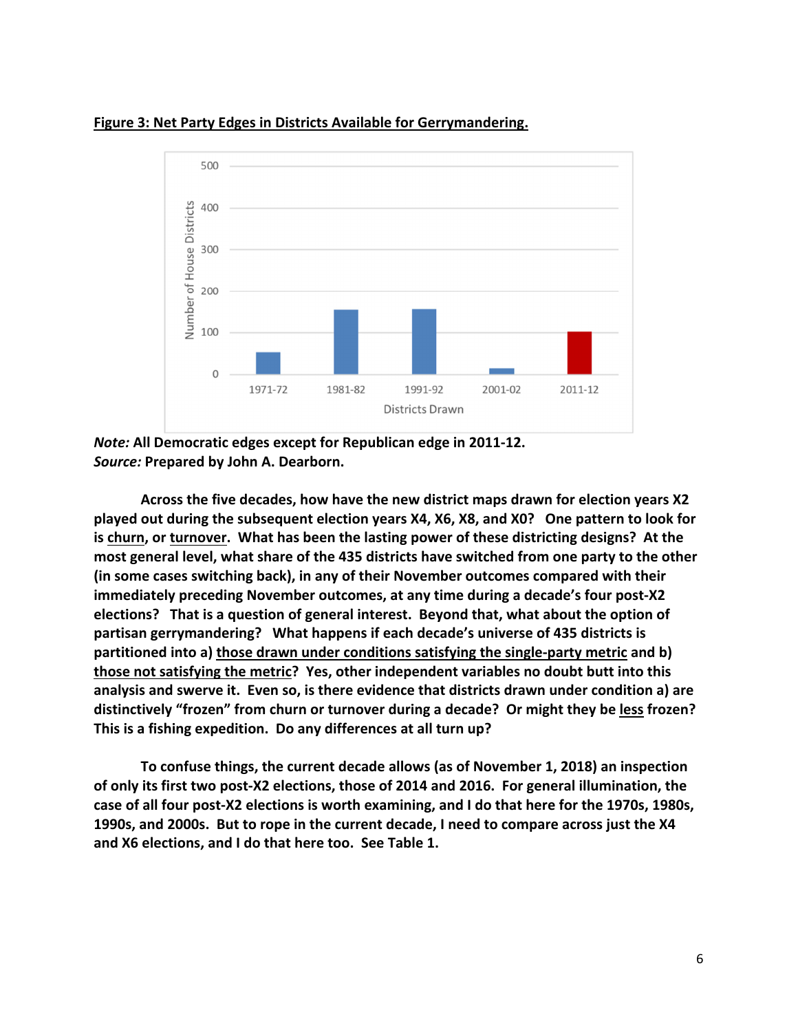**Figure 3: Net Party Edges in Districts Available for Gerrymandering.**

*Note:* All Democratic edges except for Republican edge in 2011-12.
*Source:* Prepared by John A. Dearborn.

Across the five decades, how have the new district maps drawn for election years X2 played out during the subsequent election years X4, X6, X8, and X0? One pattern to look for is churn, or turnover. What has been the lasting power of these districting designs? At the most general level, what share of the 435 districts have switched from one party to the other (in some cases switching back), in any of their November outcomes compared with their immediately preceding November outcomes, at any time during a decade's four post-X2 elections? That is a question of general interest. Beyond that, what about the option of partisan gerrymandering? What happens if each decade's universe of 435 districts is partitioned into a) those drawn under conditions satisfying the single-party metric and b) those not satisfying the metric? Yes, other independent variables no doubt butt into this analysis and swerve it. Even so, is there evidence that districts drawn under condition a) are distinctively "frozen" from churn or turnover during a decade? Or might they be less frozen? This is a fishing expedition. Do any differences at all turn up?

To confuse things, the current decade allows (as of November 1, 2018) an inspection of only its first two post-X2 elections, those of 2014 and 2016. For general illumination, the case of all four post-X2 elections is worth examining, and I do that here for the 1970s, 1980s, 1990s, and 2000s. But to rope in the current decade, I need to compare across just the X4 and X6 elections, and I do that here too. See Table 1.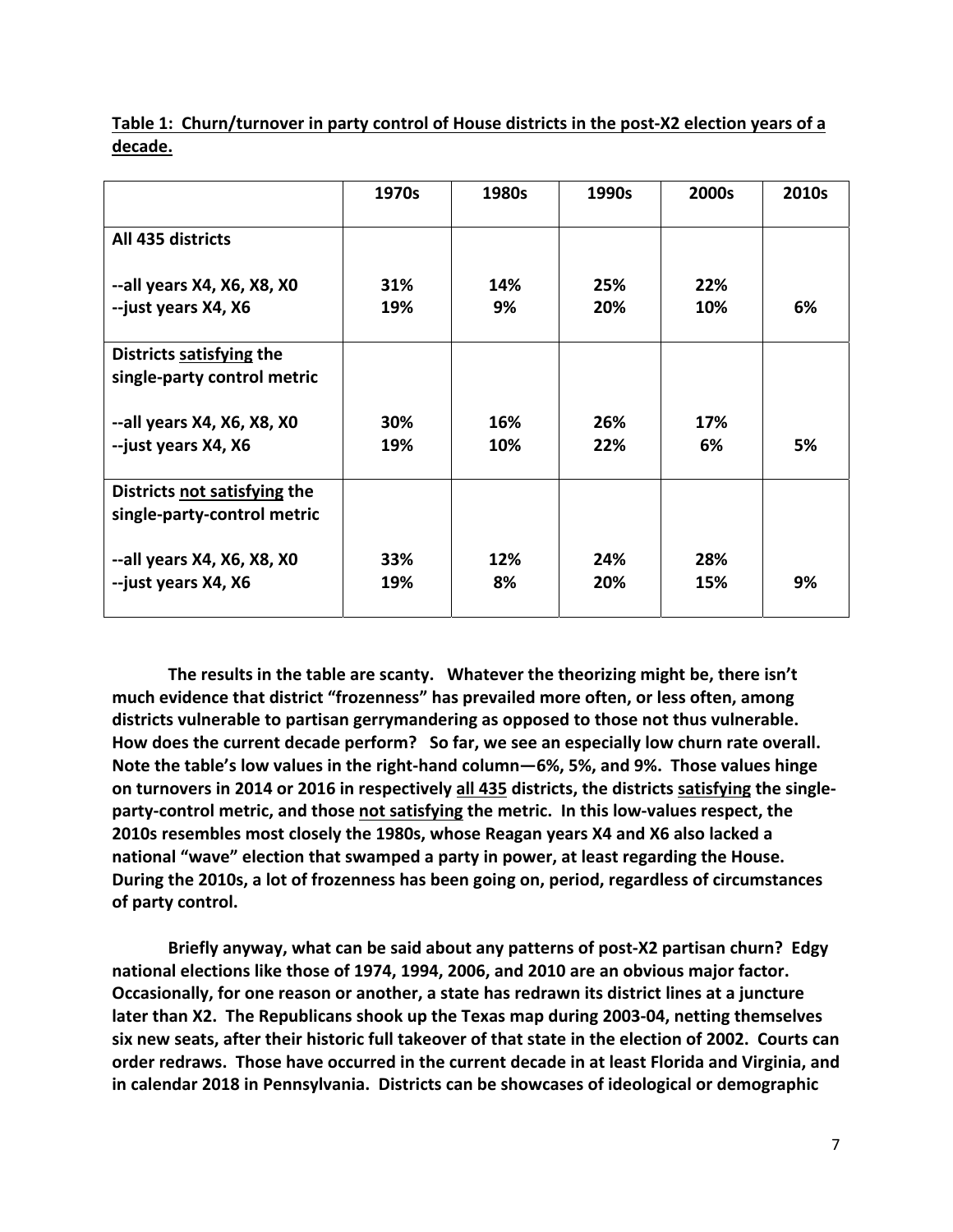**Table 1: Churn/turnover in party control of House districts in the post-X2 election years of a decade.**

| | 1970s | 1980s | 1990s | 2000s | 2010s |
|---|---|---|---|---|---|
| **All 435 districts** | | | | | |
| --all years X4, X6, X8, X0 | 31% | 14% | 25% | 22% | |
| --just years X4, X6 | 19% | 9% | 20% | 10% | 6% |
| **Districts satisfying the single-party control metric** | | | | | |
| --all years X4, X6, X8, X0 | 30% | 16% | 26% | 17% | |
| --just years X4, X6 | 19% | 10% | 22% | 6% | 5% |
| **Districts not satisfying the single-party-control metric** | | | | | |
| --all years X4, X6, X8, X0 | 33% | 12% | 24% | 28% | |
| --just years X4, X6 | 19% | 8% | 20% | 15% | 9% |

**The results in the table are scanty. Whatever the theorizing might be, there isn't much evidence that district "frozenness" has prevailed more often, or less often, among districts vulnerable to partisan gerrymandering as opposed to those not thus vulnerable. How does the current decade perform? So far, we see an especially low churn rate overall. Note the table's low values in the right-hand column—6%, 5%, and 9%. Those values hinge on turnovers in 2014 or 2016 in respectively all 435 districts, the districts satisfying the single-party-control metric, and those not satisfying the metric. In this low-values respect, the 2010s resembles most closely the 1980s, whose Reagan years X4 and X6 also lacked a national "wave" election that swamped a party in power, at least regarding the House. During the 2010s, a lot of frozenness has been going on, period, regardless of circumstances of party control.**

**Briefly anyway, what can be said about any patterns of post-X2 partisan churn? Edgy national elections like those of 1974, 1994, 2006, and 2010 are an obvious major factor. Occasionally, for one reason or another, a state has redrawn its district lines at a juncture later than X2. The Republicans shook up the Texas map during 2003-04, netting themselves six new seats, after their historic full takeover of that state in the election of 2002. Courts can order redraws. Those have occurred in the current decade in at least Florida and Virginia, and in calendar 2018 in Pennsylvania. Districts can be showcases of ideological or demographic**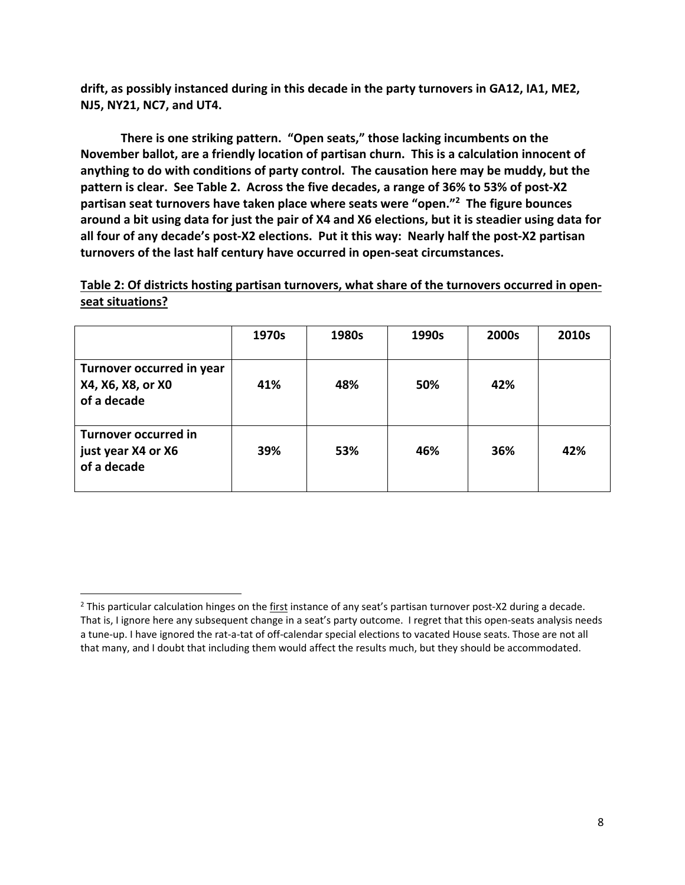**drift, as possibly instanced during in this decade in the party turnovers in GA12, IA1, ME2, NJ5, NY21, NC7, and UT4.**

**There is one striking pattern. "Open seats," those lacking incumbents on the November ballot, are a friendly location of partisan churn. This is a calculation innocent of anything to do with conditions of party control. The causation here may be muddy, but the pattern is clear. See Table 2. Across the five decades, a range of 36% to 53% of post-X2 partisan seat turnovers have taken place where seats were "open."[2] The figure bounces around a bit using data for just the pair of X4 and X6 elections, but it is steadier using data for all four of any decade's post-X2 elections. Put it this way: Nearly half the post-X2 partisan turnovers of the last half century have occurred in open-seat circumstances.**

**Table 2: Of districts hosting partisan turnovers, what share of the turnovers occurred in open-seat situations?**

| | 1970s | 1980s | 1990s | 2000s | 2010s |
|---|---|---|---|---|---|
| **Turnover occurred in year X4, X6, X8, or X0 of a decade** | **41%** | **48%** | **50%** | **42%** | |
| **Turnover occurred in just year X4 or X6 of a decade** | **39%** | **53%** | **46%** | **36%** | **42%** |

[2] This particular calculation hinges on the first instance of any seat's partisan turnover post-X2 during a decade. That is, I ignore here any subsequent change in a seat's party outcome. I regret that this open-seats analysis needs a tune-up. I have ignored the rat-a-tat of off-calendar special elections to vacated House seats. Those are not all that many, and I doubt that including them would affect the results much, but they should be accommodated.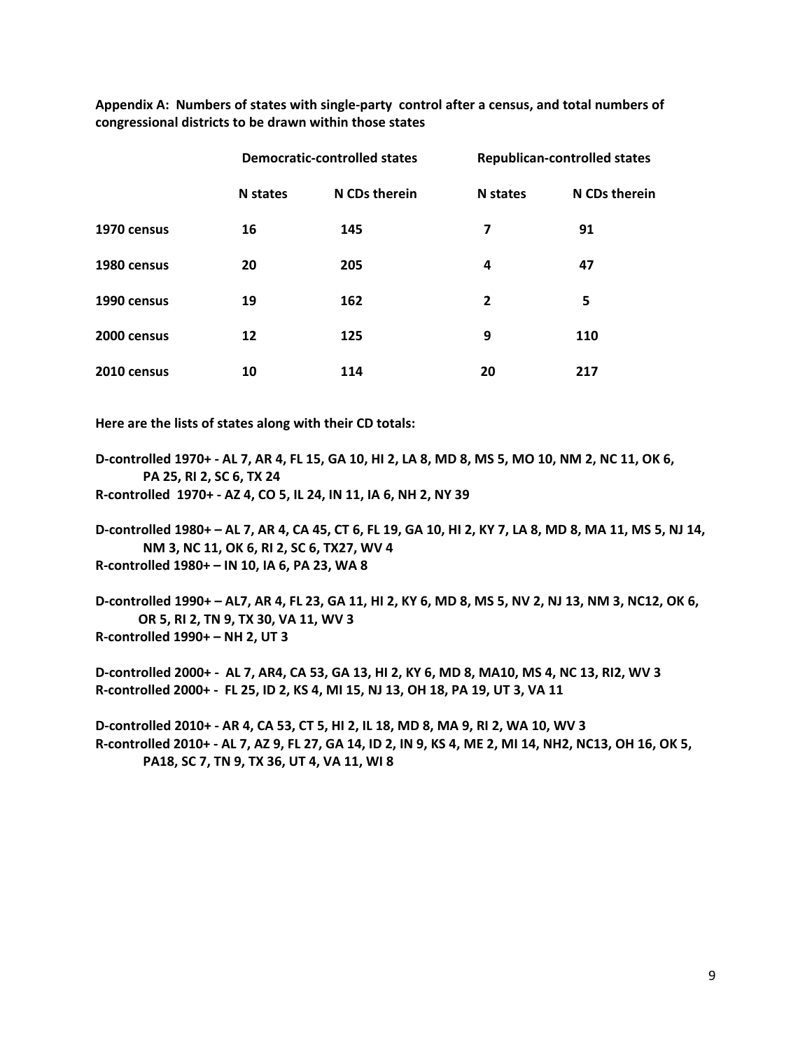**Appendix A: Numbers of states with single-party control after a census, and total numbers of congressional districts to be drawn within those states**

| | **Democratic-controlled states** | | **Republican-controlled states** | |
|---|---|---|---|---|
| | **N states** | **N CDs therein** | **N states** | **N CDs therein** |
| **1970 census** | **16** | **145** | **7** | **91** |
| **1980 census** | **20** | **205** | **4** | **47** |
| **1990 census** | **19** | **162** | **2** | **5** |
| **2000 census** | **12** | **125** | **9** | **110** |
| **2010 census** | **10** | **114** | **20** | **217** |

**Here are the lists of states along with their CD totals:**

**D-controlled 1970+ - AL 7, AR 4, FL 15, GA 10, HI 2, LA 8, MD 8, MS 5, MO 10, NM 2, NC 11, OK 6, PA 25, RI 2, SC 6, TX 24**
**R-controlled 1970+ - AZ 4, CO 5, IL 24, IN 11, IA 6, NH 2, NY 39**

**D-controlled 1980+ – AL 7, AR 4, CA 45, CT 6, FL 19, GA 10, HI 2, KY 7, LA 8, MD 8, MA 11, MS 5, NJ 14, NM 3, NC 11, OK 6, RI 2, SC 6, TX27, WV 4**
**R-controlled 1980+ – IN 10, IA 6, PA 23, WA 8**

**D-controlled 1990+ – AL7, AR 4, FL 23, GA 11, HI 2, KY 6, MD 8, MS 5, NV 2, NJ 13, NM 3, NC12, OK 6, OR 5, RI 2, TN 9, TX 30, VA 11, WV 3**
**R-controlled 1990+ – NH 2, UT 3**

**D-controlled 2000+ - AL 7, AR4, CA 53, GA 13, HI 2, KY 6, MD 8, MA10, MS 4, NC 13, RI2, WV 3**
**R-controlled 2000+ - FL 25, ID 2, KS 4, MI 15, NJ 13, OH 18, PA 19, UT 3, VA 11**

**D-controlled 2010+ - AR 4, CA 53, CT 5, HI 2, IL 18, MD 8, MA 9, RI 2, WA 10, WV 3**
**R-controlled 2010+ - AL 7, AZ 9, FL 27, GA 14, ID 2, IN 9, KS 4, ME 2, MI 14, NH2, NC13, OH 16, OK 5, PA18, SC 7, TN 9, TX 36, UT 4, VA 11, WI 8**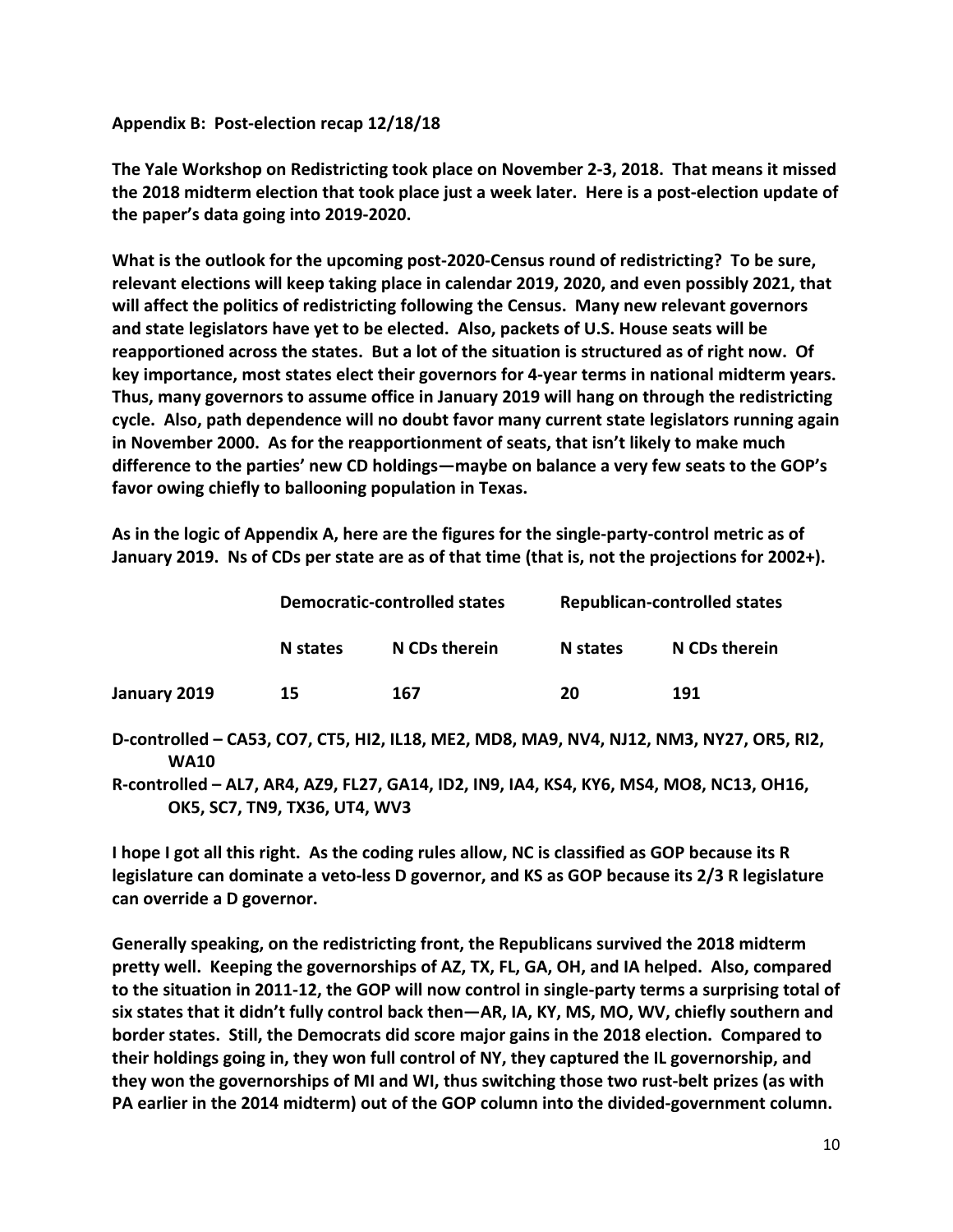**Appendix B: Post-election recap 12/18/18**

**The Yale Workshop on Redistricting took place on November 2-3, 2018. That means it missed the 2018 midterm election that took place just a week later. Here is a post-election update of the paper's data going into 2019-2020.**

**What is the outlook for the upcoming post-2020-Census round of redistricting? To be sure, relevant elections will keep taking place in calendar 2019, 2020, and even possibly 2021, that will affect the politics of redistricting following the Census. Many new relevant governors and state legislators have yet to be elected. Also, packets of U.S. House seats will be reapportioned across the states. But a lot of the situation is structured as of right now. Of key importance, most states elect their governors for 4-year terms in national midterm years. Thus, many governors to assume office in January 2019 will hang on through the redistricting cycle. Also, path dependence will no doubt favor many current state legislators running again in November 2000. As for the reapportionment of seats, that isn't likely to make much difference to the parties' new CD holdings—maybe on balance a very few seats to the GOP's favor owing chiefly to ballooning population in Texas.**

**As in the logic of Appendix A, here are the figures for the single-party-control metric as of January 2019. Ns of CDs per state are as of that time (that is, not the projections for 2002+).**

| | **Democratic-controlled states** | | **Republican-controlled states** | |
|---|---|---|---|---|
| | **N states** | **N CDs therein** | **N states** | **N CDs therein** |
| **January 2019** | **15** | **167** | **20** | **191** |

**D-controlled – CA53, CO7, CT5, HI2, IL18, ME2, MD8, MA9, NV4, NJ12, NM3, NY27, OR5, RI2, WA10**

**R-controlled – AL7, AR4, AZ9, FL27, GA14, ID2, IN9, IA4, KS4, KY6, MS4, MO8, NC13, OH16, OK5, SC7, TN9, TX36, UT4, WV3**

**I hope I got all this right. As the coding rules allow, NC is classified as GOP because its R legislature can dominate a veto-less D governor, and KS as GOP because its 2/3 R legislature can override a D governor.**

**Generally speaking, on the redistricting front, the Republicans survived the 2018 midterm pretty well. Keeping the governorships of AZ, TX, FL, GA, OH, and IA helped. Also, compared to the situation in 2011-12, the GOP will now control in single-party terms a surprising total of six states that it didn't fully control back then—AR, IA, KY, MS, MO, WV, chiefly southern and border states. Still, the Democrats did score major gains in the 2018 election. Compared to their holdings going in, they won full control of NY, they captured the IL governorship, and they won the governorships of MI and WI, thus switching those two rust-belt prizes (as with PA earlier in the 2014 midterm) out of the GOP column into the divided-government column.**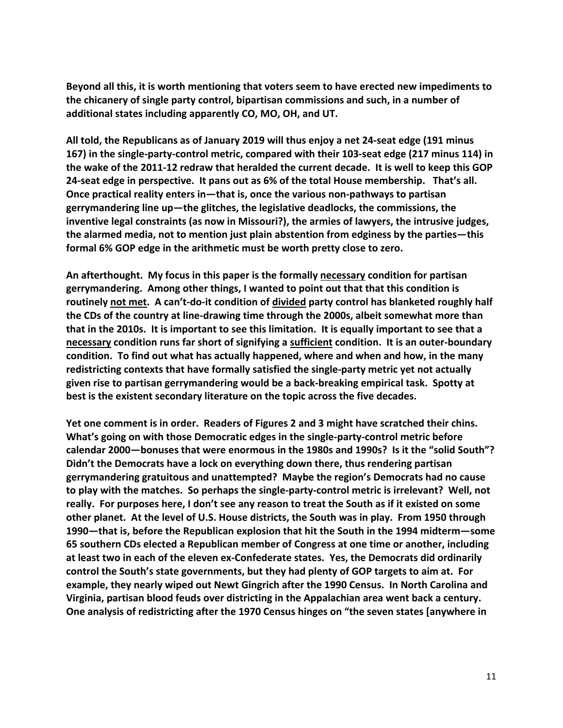**Beyond all this, it is worth mentioning that voters seem to have erected new impediments to the chicanery of single party control, bipartisan commissions and such, in a number of additional states including apparently CO, MO, OH, and UT.**

**All told, the Republicans as of January 2019 will thus enjoy a net 24-seat edge (191 minus 167) in the single-party-control metric, compared with their 103-seat edge (217 minus 114) in the wake of the 2011-12 redraw that heralded the current decade. It is well to keep this GOP 24-seat edge in perspective. It pans out as 6% of the total House membership. That's all. Once practical reality enters in—that is, once the various non-pathways to partisan gerrymandering line up—the glitches, the legislative deadlocks, the commissions, the inventive legal constraints (as now in Missouri?), the armies of lawyers, the intrusive judges, the alarmed media, not to mention just plain abstention from edginess by the parties—this formal 6% GOP edge in the arithmetic must be worth pretty close to zero.**

**An afterthought. My focus in this paper is the formally <u>necessary</u> condition for partisan gerrymandering. Among other things, I wanted to point out that that this condition is routinely <u>not met</u>. A can't-do-it condition of <u>divided</u> party control has blanketed roughly half the CDs of the country at line-drawing time through the 2000s, albeit somewhat more than that in the 2010s. It is important to see this limitation. It is equally important to see that a <u>necessary</u> condition runs far short of signifying a <u>sufficient</u> condition. It is an outer-boundary condition. To find out what has actually happened, where and when and how, in the many redistricting contexts that have formally satisfied the single-party metric yet not actually given rise to partisan gerrymandering would be a back-breaking empirical task. Spotty at best is the existent secondary literature on the topic across the five decades.**

**Yet one comment is in order. Readers of Figures 2 and 3 might have scratched their chins. What's going on with those Democratic edges in the single-party-control metric before calendar 2000—bonuses that were enormous in the 1980s and 1990s? Is it the "solid South"? Didn't the Democrats have a lock on everything down there, thus rendering partisan gerrymandering gratuitous and unattempted? Maybe the region's Democrats had no cause to play with the matches. So perhaps the single-party-control metric is irrelevant? Well, not really. For purposes here, I don't see any reason to treat the South as if it existed on some other planet. At the level of U.S. House districts, the South was in play. From 1950 through 1990—that is, before the Republican explosion that hit the South in the 1994 midterm—some 65 southern CDs elected a Republican member of Congress at one time or another, including at least two in each of the eleven ex-Confederate states. Yes, the Democrats did ordinarily control the South's state governments, but they had plenty of GOP targets to aim at. For example, they nearly wiped out Newt Gingrich after the 1990 Census. In North Carolina and Virginia, partisan blood feuds over districting in the Appalachian area went back a century. One analysis of redistricting after the 1970 Census hinges on "the seven states [anywhere in**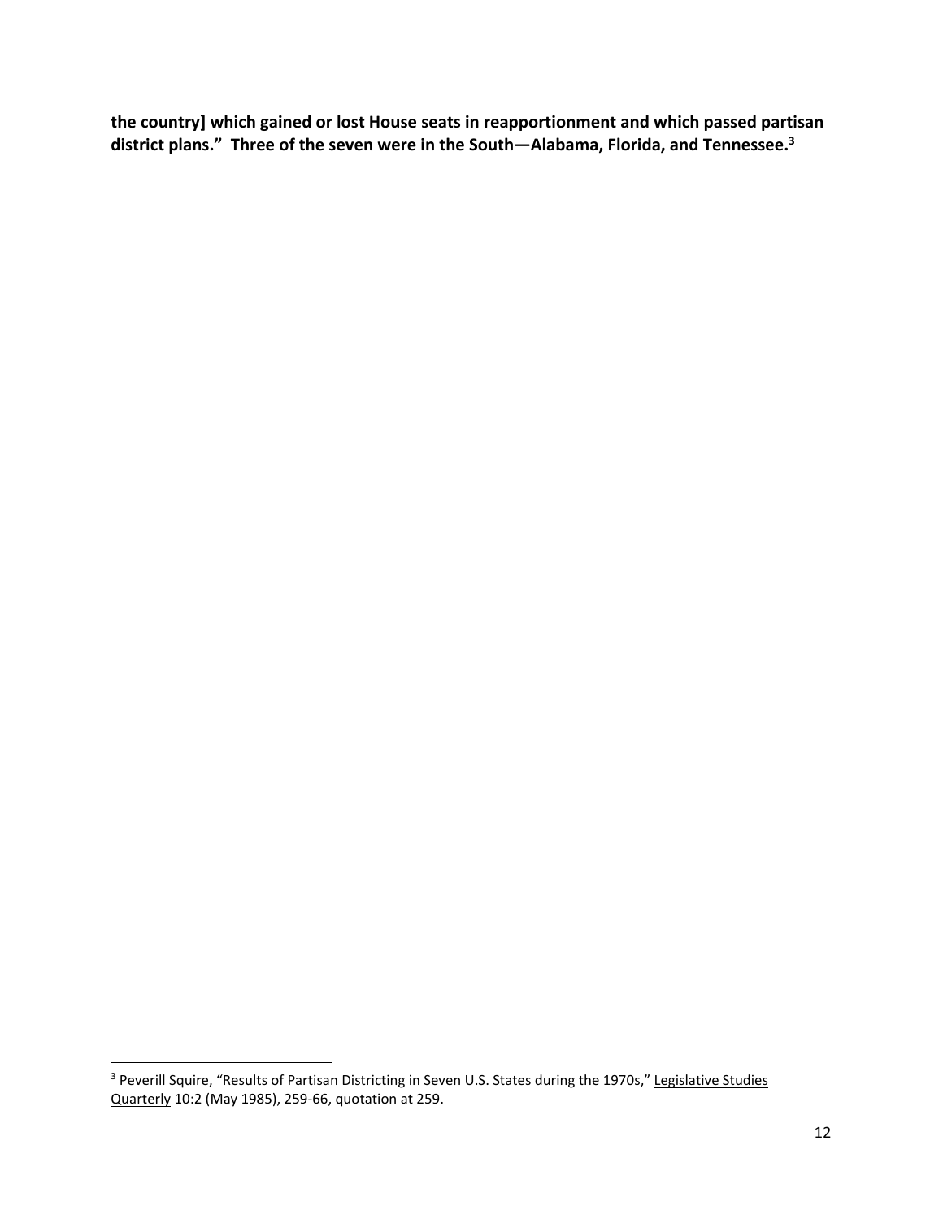**the country] which gained or lost House seats in reapportionment and which passed partisan district plans." Three of the seven were in the South—Alabama, Florida, and Tennessee.**[3]

---

[3] Peverill Squire, "Results of Partisan Districting in Seven U.S. States during the 1970s," Legislative Studies Quarterly 10:2 (May 1985), 259-66, quotation at 259.